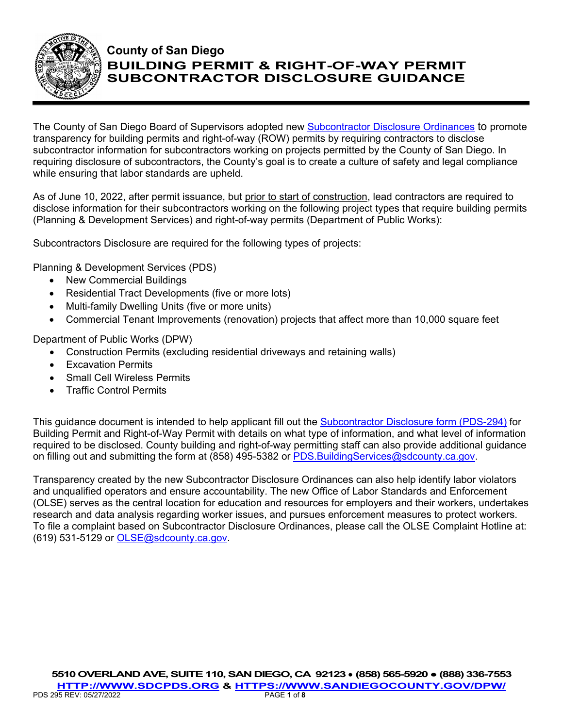# County of San Diego
## BUILDING PERMIT & RIGHT-OF-WAY PERMIT SUBCONTRACTOR DISCLOSURE GUIDANCE

The County of San Diego Board of Supervisors adopted new Subcontractor Disclosure Ordinances to promote transparency for building permits and right-of-way (ROW) permits by requiring contractors to disclose subcontractor information for subcontractors working on projects permitted by the County of San Diego. In requiring disclosure of subcontractors, the County's goal is to create a culture of safety and legal compliance while ensuring that labor standards are upheld.

As of June 10, 2022, after permit issuance, but prior to start of construction, lead contractors are required to disclose information for their subcontractors working on the following project types that require building permits (Planning & Development Services) and right-of-way permits (Department of Public Works):

Subcontractors Disclosure are required for the following types of projects:

Planning & Development Services (PDS)

- New Commercial Buildings
- Residential Tract Developments (five or more lots)
- Multi-family Dwelling Units (five or more units)
- Commercial Tenant Improvements (renovation) projects that affect more than 10,000 square feet

Department of Public Works (DPW)

- Construction Permits (excluding residential driveways and retaining walls)
- Excavation Permits
- Small Cell Wireless Permits
- Traffic Control Permits

This guidance document is intended to help applicant fill out the Subcontractor Disclosure form (PDS-294) for Building Permit and Right-of-Way Permit with details on what type of information, and what level of information required to be disclosed. County building and right-of-way permitting staff can also provide additional guidance on filling out and submitting the form at (858) 495-5382 or PDS.BuildingServices@sdcounty.ca.gov.

Transparency created by the new Subcontractor Disclosure Ordinances can also help identify labor violators and unqualified operators and ensure accountability. The new Office of Labor Standards and Enforcement (OLSE) serves as the central location for education and resources for employers and their workers, undertakes research and data analysis regarding worker issues, and pursues enforcement measures to protect workers. To file a complaint based on Subcontractor Disclosure Ordinances, please call the OLSE Complaint Hotline at: (619) 531-5129 or OLSE@sdcounty.ca.gov.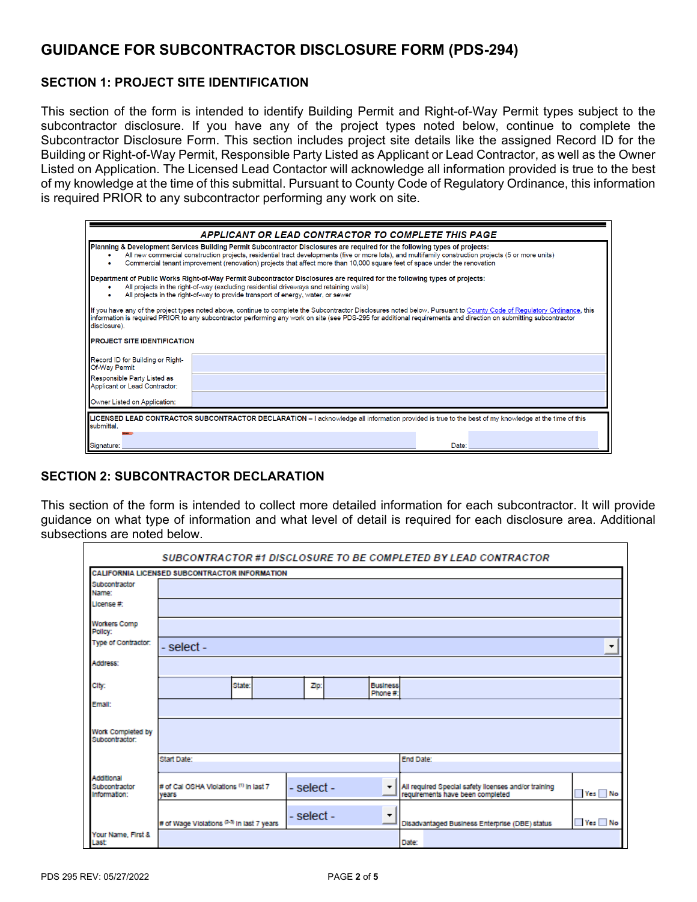## GUIDANCE FOR SUBCONTRACTOR DISCLOSURE FORM (PDS-294)

### SECTION 1: PROJECT SITE IDENTIFICATION

This section of the form is intended to identify Building Permit and Right-of-Way Permit types subject to the subcontractor disclosure. If you have any of the project types noted below, continue to complete the Subcontractor Disclosure Form. This section includes project site details like the assigned Record ID for the Building or Right-of-Way Permit, Responsible Party Listed as Applicant or Lead Contractor, as well as the Owner Listed on Application. The Licensed Lead Contactor will acknowledge all information provided is true to the best of my knowledge at the time of this submittal. Pursuant to County Code of Regulatory Ordinance, this information is required PRIOR to any subcontractor performing any work on site.

***APPLICANT OR LEAD CONTRACTOR TO COMPLETE THIS PAGE***

**Planning & Development Services Building Permit Subcontractor Disclosures are required for the following types of projects:**

- All new commercial construction projects, residential tract developments (five or more lots), and multifamily construction projects (5 or more units)
- Commercial tenant improvement (renovation) projects that affect more than 10,000 square feet of space under the renovation

**Department of Public Works Right-of-Way Permit Subcontractor Disclosures are required for the following types of projects:**

- All projects in the right-of-way (excluding residential driveways and retaining walls)
- All projects in the right-of-way to provide transport of energy, water, or sewer

If you have any of the project types noted above, continue to complete the Subcontractor Disclosures noted below. Pursuant to County Code of Regulatory Ordinance, this information is required PRIOR to any subcontractor performing any work on site (see PDS-295 for additional requirements and direction on submitting subcontractor disclosure).

**PROJECT SITE IDENTIFICATION**

| | |
|---|---|
| Record ID for Building or Right-Of-Way Permit | |
| Responsible Party Listed as Applicant or Lead Contractor: | |
| Owner Listed on Application: | |

**LICENSED LEAD CONTRACTOR SUBCONTRACTOR DECLARATION** – I acknowledge all information provided is true to the best of my knowledge at the time of this submittal.

Signature: \_\_\_\_\_\_\_\_\_\_\_\_\_\_\_\_\_\_\_\_ Date: \_\_\_\_\_\_\_\_\_\_

### SECTION 2: SUBCONTRACTOR DECLARATION

This section of the form is intended to collect more detailed information for each subcontractor. It will provide guidance on what type of information and what level of detail is required for each disclosure area. Additional subsections are noted below.

***SUBCONTRACTOR #1 DISCLOSURE TO BE COMPLETED BY LEAD CONTRACTOR***

**CALIFORNIA LICENSED SUBCONTRACTOR INFORMATION**

| | | | | | | | |
|---|---|---|---|---|---|---|---|
| Subcontractor Name: | | | | | | | |
| License #: | | | | | | | |
| Workers Comp Policy: | | | | | | | |
| Type of Contractor: | - select - | | | | | | |
| Address: | | | | | | | |
| City: | | State: | | Zip: | | Business Phone #: | |
| Email: | | | | | | | |
| Work Completed by Subcontractor: | | | | | | | |
| | Start Date: | | | End Date: | | | |
| Additional Subcontractor Information: | # of Cal OSHA Violations [(1)] in last 7 years | - select - | | All required Special safety licenses and/or training requirements have been completed | | ☐ Yes ☐ No | |
| | # of Wage Violations [(2-3)] in last 7 years | - select - | | Disadvantaged Business Enterprise (DBE) status | | ☐ Yes ☐ No | |
| Your Name, First & Last: | | | | Date: | | | |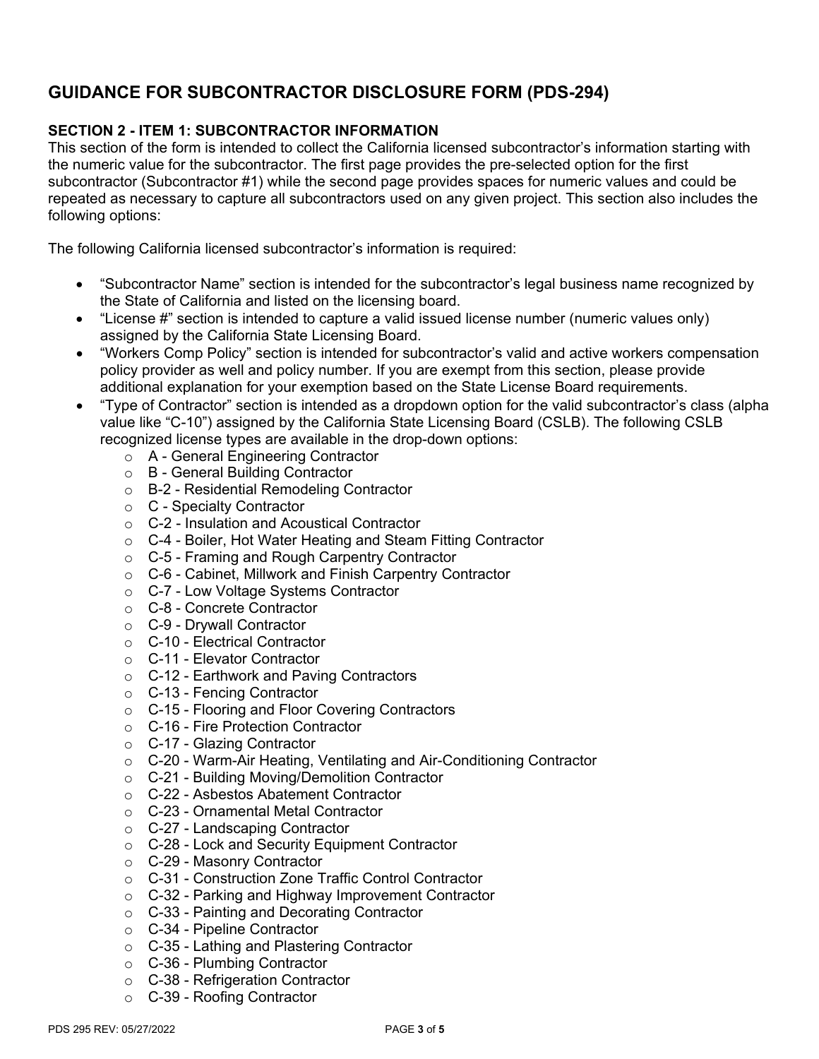# GUIDANCE FOR SUBCONTRACTOR DISCLOSURE FORM (PDS-294)

**SECTION 2 - ITEM 1: SUBCONTRACTOR INFORMATION**

This section of the form is intended to collect the California licensed subcontractor's information starting with the numeric value for the subcontractor. The first page provides the pre-selected option for the first subcontractor (Subcontractor #1) while the second page provides spaces for numeric values and could be repeated as necessary to capture all subcontractors used on any given project. This section also includes the following options:

The following California licensed subcontractor's information is required:

- "Subcontractor Name" section is intended for the subcontractor's legal business name recognized by the State of California and listed on the licensing board.
- "License #" section is intended to capture a valid issued license number (numeric values only) assigned by the California State Licensing Board.
- "Workers Comp Policy" section is intended for subcontractor's valid and active workers compensation policy provider as well and policy number. If you are exempt from this section, please provide additional explanation for your exemption based on the State License Board requirements.
- "Type of Contractor" section is intended as a dropdown option for the valid subcontractor's class (alpha value like "C-10") assigned by the California State Licensing Board (CSLB). The following CSLB recognized license types are available in the drop-down options:
    - A - General Engineering Contractor
    - B - General Building Contractor
    - B-2 - Residential Remodeling Contractor
    - C - Specialty Contractor
    - C-2 - Insulation and Acoustical Contractor
    - C-4 - Boiler, Hot Water Heating and Steam Fitting Contractor
    - C-5 - Framing and Rough Carpentry Contractor
    - C-6 - Cabinet, Millwork and Finish Carpentry Contractor
    - C-7 - Low Voltage Systems Contractor
    - C-8 - Concrete Contractor
    - C-9 - Drywall Contractor
    - C-10 - Electrical Contractor
    - C-11 - Elevator Contractor
    - C-12 - Earthwork and Paving Contractors
    - C-13 - Fencing Contractor
    - C-15 - Flooring and Floor Covering Contractors
    - C-16 - Fire Protection Contractor
    - C-17 - Glazing Contractor
    - C-20 - Warm-Air Heating, Ventilating and Air-Conditioning Contractor
    - C-21 - Building Moving/Demolition Contractor
    - C-22 - Asbestos Abatement Contractor
    - C-23 - Ornamental Metal Contractor
    - C-27 - Landscaping Contractor
    - C-28 - Lock and Security Equipment Contractor
    - C-29 - Masonry Contractor
    - C-31 - Construction Zone Traffic Control Contractor
    - C-32 - Parking and Highway Improvement Contractor
    - C-33 - Painting and Decorating Contractor
    - C-34 - Pipeline Contractor
    - C-35 - Lathing and Plastering Contractor
    - C-36 - Plumbing Contractor
    - C-38 - Refrigeration Contractor
    - C-39 - Roofing Contractor

PDS 295 REV: 05/27/2022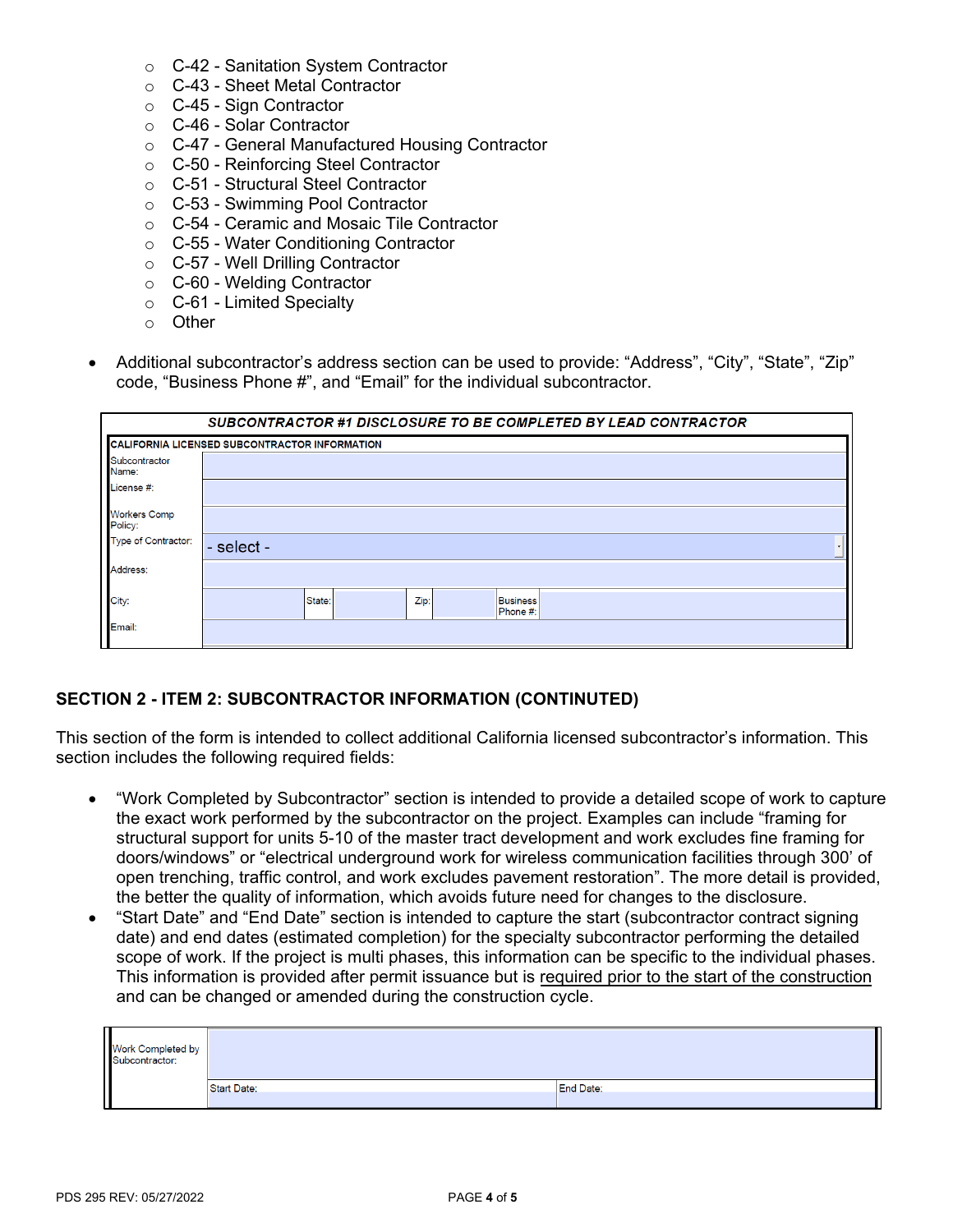- C-42 - Sanitation System Contractor
- C-43 - Sheet Metal Contractor
- C-45 - Sign Contractor
- C-46 - Solar Contractor
- C-47 - General Manufactured Housing Contractor
- C-50 - Reinforcing Steel Contractor
- C-51 - Structural Steel Contractor
- C-53 - Swimming Pool Contractor
- C-54 - Ceramic and Mosaic Tile Contractor
- C-55 - Water Conditioning Contractor
- C-57 - Well Drilling Contractor
- C-60 - Welding Contractor
- C-61 - Limited Specialty
- Other

- Additional subcontractor's address section can be used to provide: "Address", "City", "State", "Zip" code, "Business Phone #", and "Email" for the individual subcontractor.

| ***SUBCONTRACTOR #1 DISCLOSURE TO BE COMPLETED BY LEAD CONTRACTOR*** | | | | | | | |
|---|---|---|---|---|---|---|---|
| **CALIFORNIA LICENSED SUBCONTRACTOR INFORMATION** | | | | | | | |
| Subcontractor Name: | | | | | | | |
| License #: | | | | | | | |
| Workers Comp Policy: | | | | | | | |
| Type of Contractor: | - select - | | | | | | |
| Address: | | | | | | | |
| City: | | State: | | Zip: | | Business Phone #: | |
| Email: | | | | | | | |

## SECTION 2 - ITEM 2: SUBCONTRACTOR INFORMATION (CONTINUTED)

This section of the form is intended to collect additional California licensed subcontractor's information. This section includes the following required fields:

- "Work Completed by Subcontractor" section is intended to provide a detailed scope of work to capture the exact work performed by the subcontractor on the project. Examples can include "framing for structural support for units 5-10 of the master tract development and work excludes fine framing for doors/windows" or "electrical underground work for wireless communication facilities through 300' of open trenching, traffic control, and work excludes pavement restoration". The more detail is provided, the better the quality of information, which avoids future need for changes to the disclosure.
- "Start Date" and "End Date" section is intended to capture the start (subcontractor contract signing date) and end dates (estimated completion) for the specialty subcontractor performing the detailed scope of work. If the project is multi phases, this information can be specific to the individual phases. This information is provided after permit issuance but is required prior to the start of the construction and can be changed or amended during the construction cycle.

| Work Completed by Subcontractor: | | |
|---|---|---|
| | Start Date: | End Date: |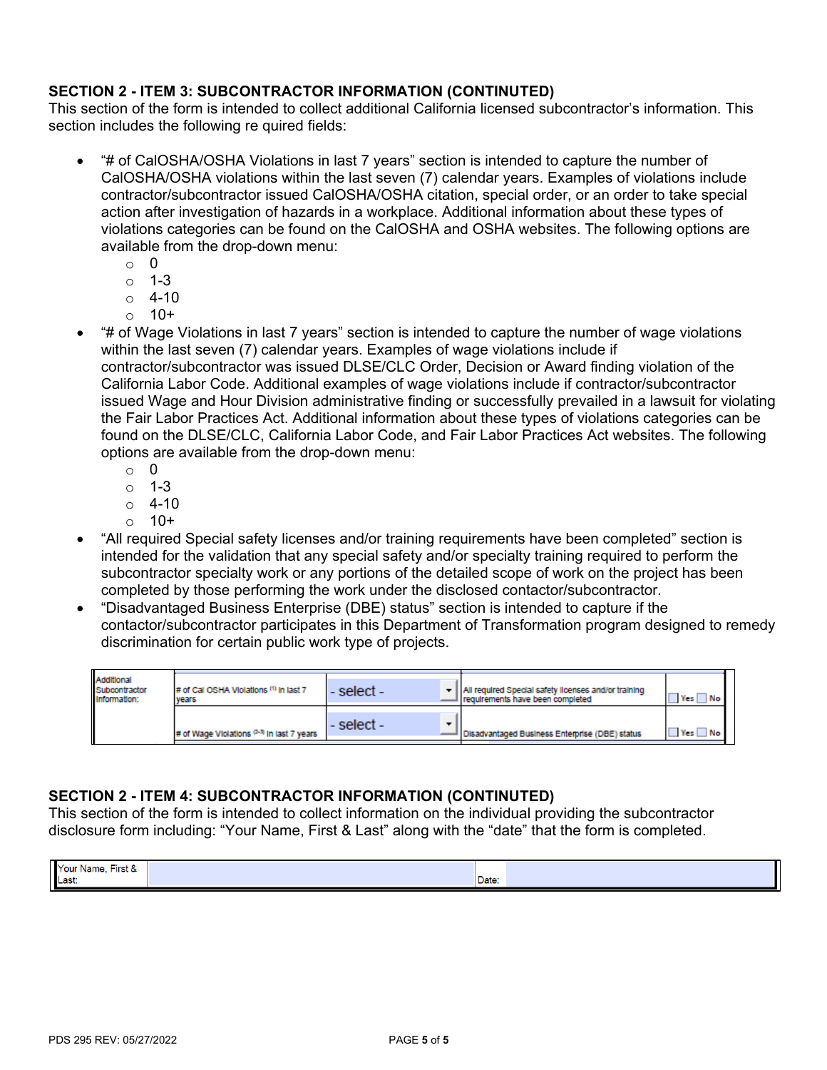**SECTION 2 - ITEM 3: SUBCONTRACTOR INFORMATION (CONTINUTED)**

This section of the form is intended to collect additional California licensed subcontractor's information. This section includes the following re quired fields:

- "# of CalOSHA/OSHA Violations in last 7 years" section is intended to capture the number of CalOSHA/OSHA violations within the last seven (7) calendar years. Examples of violations include contractor/subcontractor issued CalOSHA/OSHA citation, special order, or an order to take special action after investigation of hazards in a workplace. Additional information about these types of violations categories can be found on the CalOSHA and OSHA websites. The following options are available from the drop-down menu:
  - 0
  - 1-3
  - 4-10
  - 10+
- "# of Wage Violations in last 7 years" section is intended to capture the number of wage violations within the last seven (7) calendar years. Examples of wage violations include if contractor/subcontractor was issued DLSE/CLC Order, Decision or Award finding violation of the California Labor Code. Additional examples of wage violations include if contractor/subcontractor issued Wage and Hour Division administrative finding or successfully prevailed in a lawsuit for violating the Fair Labor Practices Act. Additional information about these types of violations categories can be found on the DLSE/CLC, California Labor Code, and Fair Labor Practices Act websites. The following options are available from the drop-down menu:
  - 0
  - 1-3
  - 4-10
  - 10+
- "All required Special safety licenses and/or training requirements have been completed" section is intended for the validation that any special safety and/or specialty training required to perform the subcontractor specialty work or any portions of the detailed scope of work on the project has been completed by those performing the work under the disclosed contactor/subcontractor.
- "Disadvantaged Business Enterprise (DBE) status" section is intended to capture if the contactor/subcontractor participates in this Department of Transformation program designed to remedy discrimination for certain public work type of projects.

| | | | | |
|---|---|---|---|---|
| Additional Subcontractor Information: | # of Cal OSHA Violations [1] in last 7 years | - select - | All required Special safety licenses and/or training requirements have been completed | ☐ Yes ☐ No |
| | # of Wage Violations [2-3] in last 7 years | - select - | Disadvantaged Business Enterprise (DBE) status | ☐ Yes ☐ No |

**SECTION 2 - ITEM 4: SUBCONTRACTOR INFORMATION (CONTINUTED)**

This section of the form is intended to collect information on the individual providing the subcontractor disclosure form including: "Your Name, First & Last" along with the "date" that the form is completed.

| | | | |
|---|---|---|---|
| Your Name, First & Last: | | Date: | |

PDS 295 REV: 05/27/2022